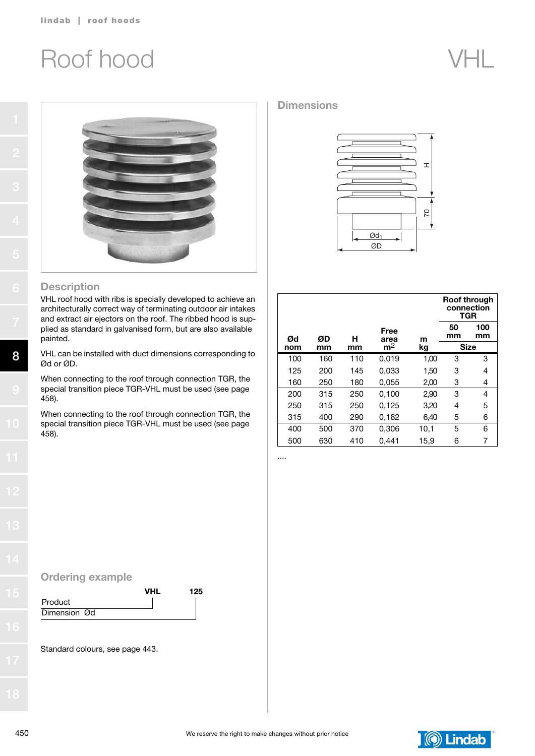# Roof hood

VHL

## Description

VHL roof hood with ribs is specially developed to achieve an architecturally correct way of terminating outdoor air intakes and extract air ejectors on the roof. The ribbed hood is supplied as standard in galvanised form, but are also available painted.

VHL can be installed with duct dimensions corresponding to Ød or ØD.

When connecting to the roof through connection TGR, the special transition piece TGR-VHL must be used (see page 458).

When connecting to the roof through connection TGR, the special transition piece TGR-VHL must be used (see page 458).

## Ordering example

| | VHL | 125 |
|---|---|---|
| Product | | |
| Dimension Ød | | |

Standard colours, see page 443.

## Dimensions

H, 70, $Ød_1$, ØD

| Ød nom | ØD mm | H mm | Free area $m^2$ | m kg | Roof through connection TGR Size 50 mm | 100 mm |
|---|---|---|---|---|---|---|
| 100 | 160 | 110 | 0,019 | 1,00 | 3 | 3 |
| 125 | 200 | 145 | 0,033 | 1,50 | 3 | 4 |
| 160 | 250 | 180 | 0,055 | 2,00 | 3 | 4 |
| 200 | 315 | 250 | 0,100 | 2,90 | 3 | 4 |
| 250 | 315 | 250 | 0,125 | 3,20 | 4 | 5 |
| 315 | 400 | 290 | 0,182 | 6,40 | 5 | 6 |
| 400 | 500 | 370 | 0,306 | 10,1 | 5 | 6 |
| 500 | 630 | 410 | 0,441 | 15,9 | 6 | 7 |

....

We reserve the right to make changes without prior notice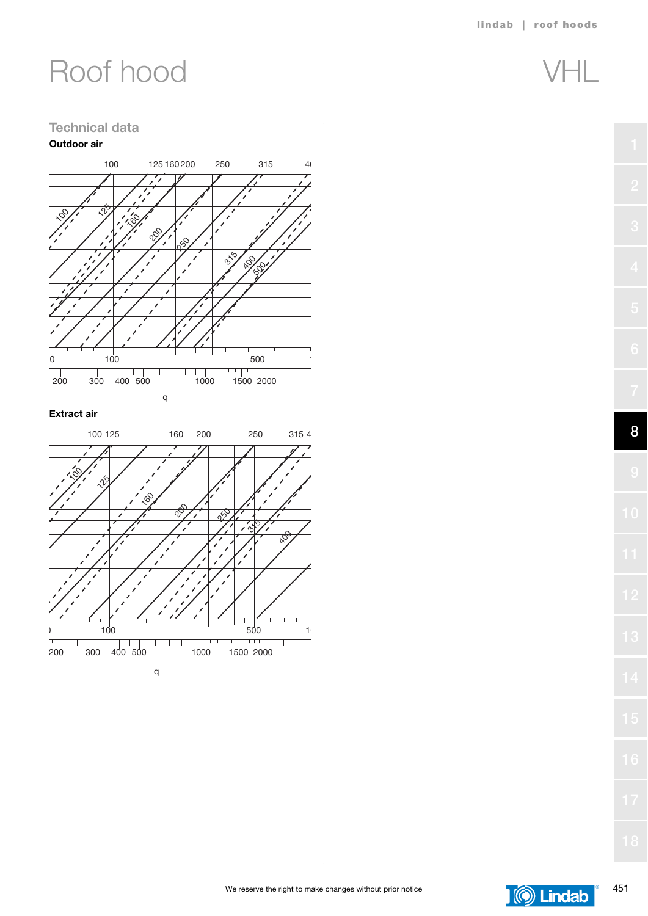# Roof hood

# VHL

## Technical data

**Outdoor air**

100 125 160 200 250 315 40

100 125 160 200 250 315 400 500

0 100 500

200 300 400 500 1000 1500 2000

q

**Extract air**

100 125 160 200 250 315 4

100 125 160 200 250 315 400

) 100 500 1

200 300 400 500 1000 1500 2000

q

We reserve the right to make changes without prior notice